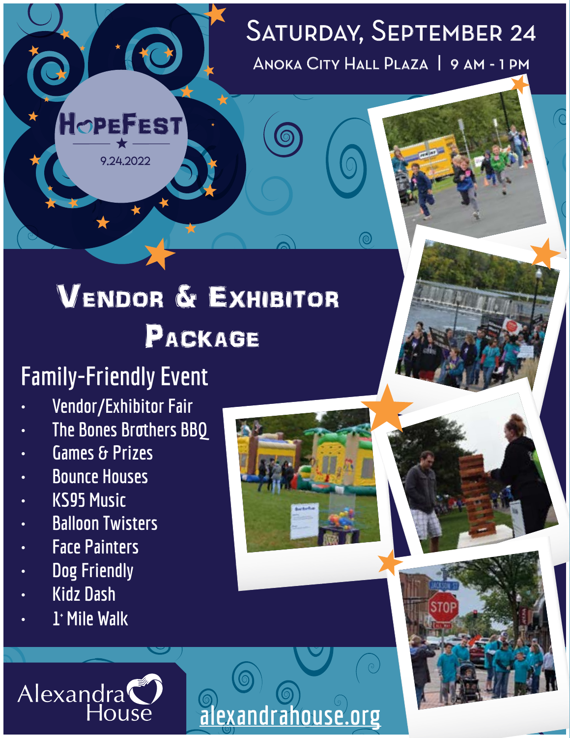# Saturday, September 24

Anoka City Hall Plaza | 9 AM - 1 PM

HopeFest

9.24.2022

# Vendor & Exhibitor Package

## Family-Friendly Event

- Vendor/Exhibitor Fair
- The Bones Brothers BBQ
- Games & Prizes
- Bounce Houses
- KS95 Music
- Balloon Twisters
- Face Painters
- Dog Friendly
- Kidz Dash
- 1+ Mile Walk

Alexandra House

alexandrahouse.org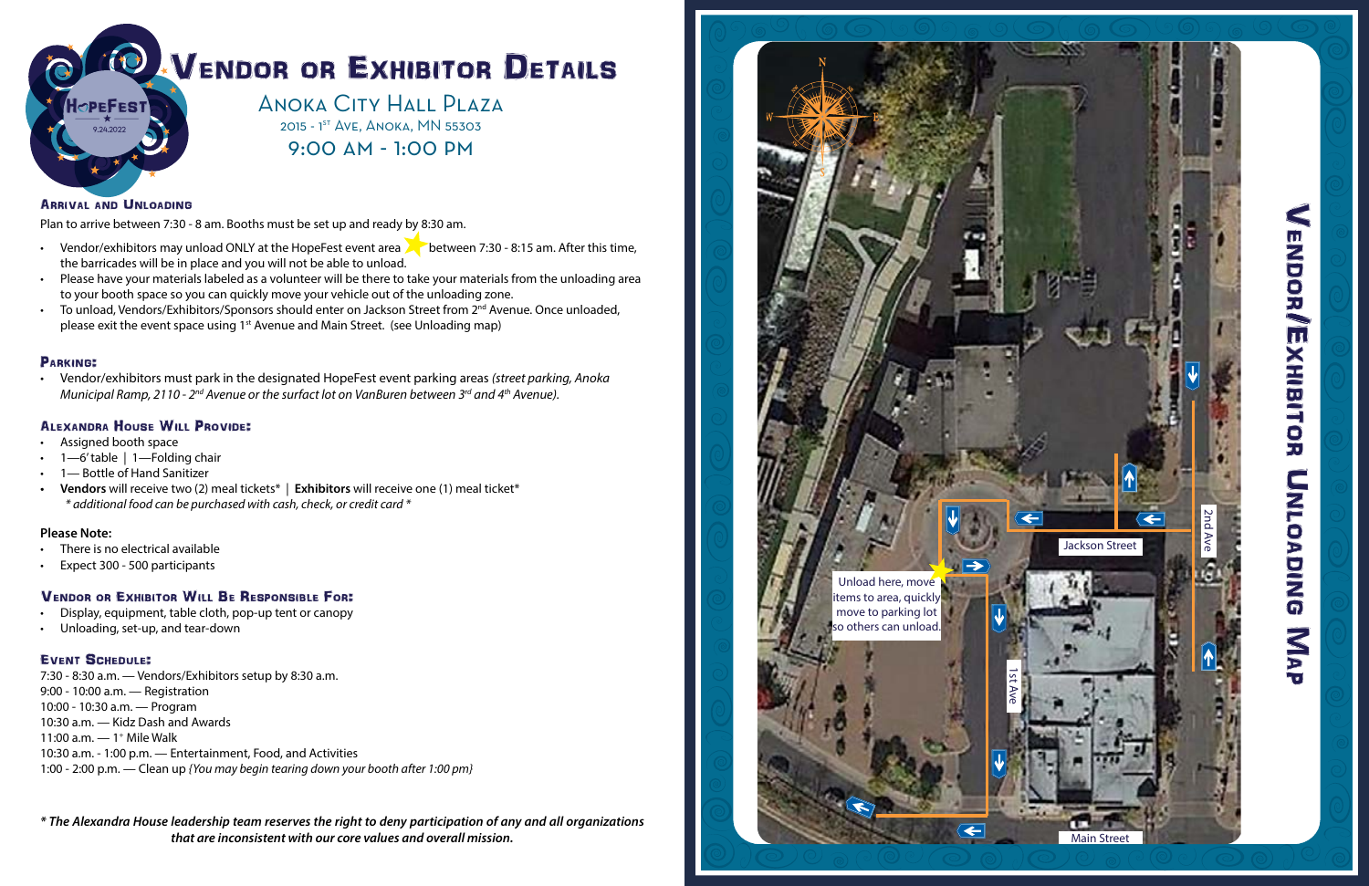# Vendor or Exhibitor Details

## Anoka City Hall Plaza

2015 - 1st Ave, Anoka, MN 55303

9:00 AM - 1:00 PM

### Arrival and Unloading

Plan to arrive between 7:30 - 8 am. Booths must be set up and ready by 8:30 am.

- Vendor/exhibitors may unload ONLY at the HopeFest event area ★ between 7:30 - 8:15 am. After this time, the barricades will be in place and you will not be able to unload.
- Please have your materials labeled as a volunteer will be there to take your materials from the unloading area to your booth space so you can quickly move your vehicle out of the unloading zone.
- To unload, Vendors/Exhibitors/Sponsors should enter on Jackson Street from 2nd Avenue. Once unloaded, please exit the event space using 1st Avenue and Main Street. (see Unloading map)

### Parking:

- Vendor/exhibitors must park in the designated HopeFest event parking areas *(street parking, Anoka Municipal Ramp, 2110 - 2nd Avenue or the surfact lot on VanBuren between 3rd and 4th Avenue).*

### Alexandra House Will Provide:

- Assigned booth space
- 1—6' table | 1—Folding chair
- 1— Bottle of Hand Sanitizer
- **Vendors** will receive two (2) meal tickets* | **Exhibitors** will receive one (1) meal ticket*
  *\* additional food can be purchased with cash, check, or credit card \**

**Please Note:**

- There is no electrical available
- Expect 300 - 500 participants

### Vendor or Exhibitor Will Be Responsible For:

- Display, equipment, table cloth, pop-up tent or canopy
- Unloading, set-up, and tear-down

### Event Schedule:

7:30 - 8:30 a.m. — Vendors/Exhibitors setup by 8:30 a.m.
9:00 - 10:00 a.m. — Registration
10:00 - 10:30 a.m. — Program
10:30 a.m. — Kidz Dash and Awards
11:00 a.m. — 1+ Mile Walk
10:30 a.m. - 1:00 p.m. — Entertainment, Food, and Activities
1:00 - 2:00 p.m. — Clean up *(You may begin tearing down your booth after 1:00 pm)*

***\* The Alexandra House leadership team reserves the right to deny participation of any and all organizations that are inconsistent with our core values and overall mission.***

# Vendor/Exhibitor Unloading Map

Unload here, move items to area, quickly move to parking lot so others can unload.

Jackson Street

2nd Ave

1st Ave

Main Street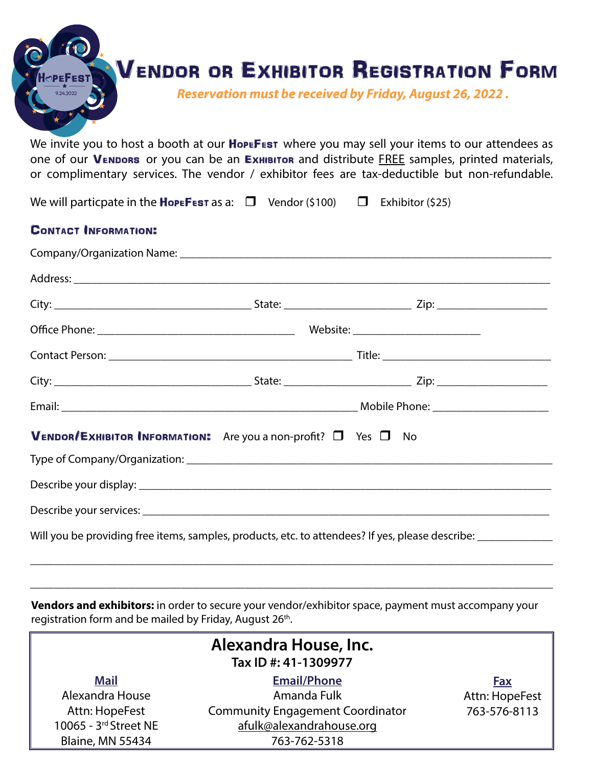# Vendor or Exhibitor Registration Form

***Reservation must be received by Friday, August 26, 2022 .***

We invite you to host a booth at our **HopeFest** where you may sell your items to our attendees as one of our **Vendors** or you can be an **Exhibitor** and distribute FREE samples, printed materials, or complimentary services. The vendor / exhibitor fees are tax-deductible but non-refundable.

We will particpate in the **HopeFest** as a: ❒ Vendor ($100) ❒ Exhibitor ($25)

## Contact Information:

Company/Organization Name: ______________________________________________

Address: ______________________________________________________________

City: __________________________ State: ________________ Zip: ______________

Office Phone: ___________________________ Website: ________________

Contact Person: ___________________________________ Title: _______________________

City: __________________________ State: ________________ Zip: ______________

Email: ___________________________________________ Mobile Phone: ________________

## Vendor/Exhibitor Information:

Are you a non-profit? ❒ Yes ❒ No

Type of Company/Organization: ___________________________________________

Describe your display: _________________________________________________

Describe your services: ________________________________________________

Will you be providing free items, samples, products, etc. to attendees? If yes, please describe: ____________

_______________________________________________________________________

_______________________________________________________________________

**Vendors and exhibitors:** in order to secure your vendor/exhibitor space, payment must accompany your registration form and be mailed by Friday, August 26th.

## Alexandra House, Inc.

**Tax ID #: 41-1309977**

**Mail**
Alexandra House
Attn: HopeFest
10065 - 3rd Street NE
Blaine, MN 55434

**Email/Phone**
Amanda Fulk
Community Engagement Coordinator
afulk@alexandrahouse.org
763-762-5318

**Fax**
Attn: HopeFest
763-576-8113